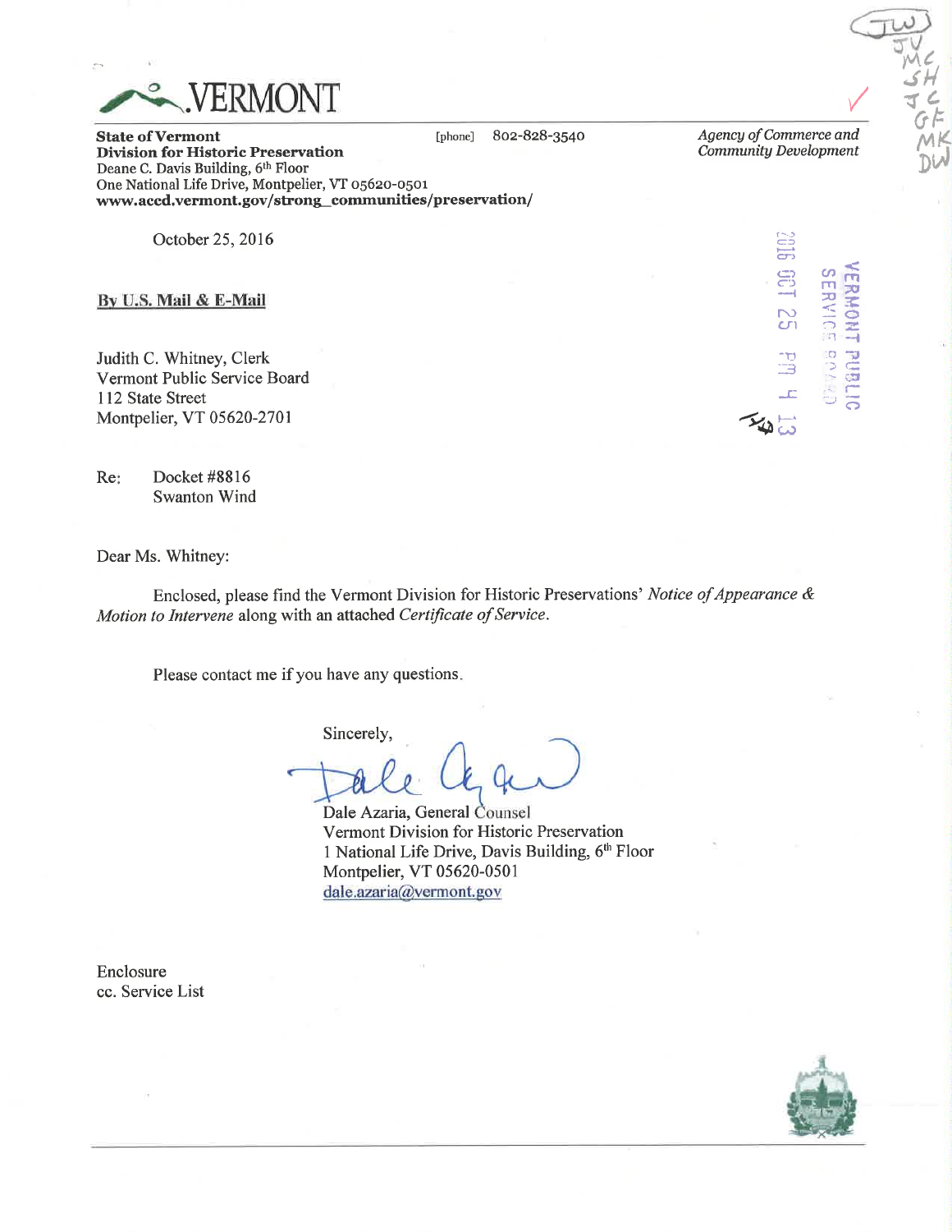# VERMONT

**State of Vermont**
**Division for Historic Preservation**
Deane C. Davis Building, 6th Floor
One National Life Drive, Montpelier, VT 05620-0501
**www.accd.vermont.gov/strong_communities/preservation/**

[phone] 802-828-3540

*Agency of Commerce and Community Development*

VERMONT PUBLIC SERVICE BOARD
2016 OCT 25 PM 4 13

October 25, 2016

**By U.S. Mail & E-Mail**

Judith C. Whitney, Clerk
Vermont Public Service Board
112 State Street
Montpelier, VT 05620-2701

Re: Docket #8816
Swanton Wind

Dear Ms. Whitney:

Enclosed, please find the Vermont Division for Historic Preservations' *Notice of Appearance & Motion to Intervene* along with an attached *Certificate of Service*.

Please contact me if you have any questions.

Sincerely,

Dale Azaria, General Counsel
Vermont Division for Historic Preservation
1 National Life Drive, Davis Building, 6th Floor
Montpelier, VT 05620-0501
dale.azaria@vermont.gov

Enclosure
cc. Service List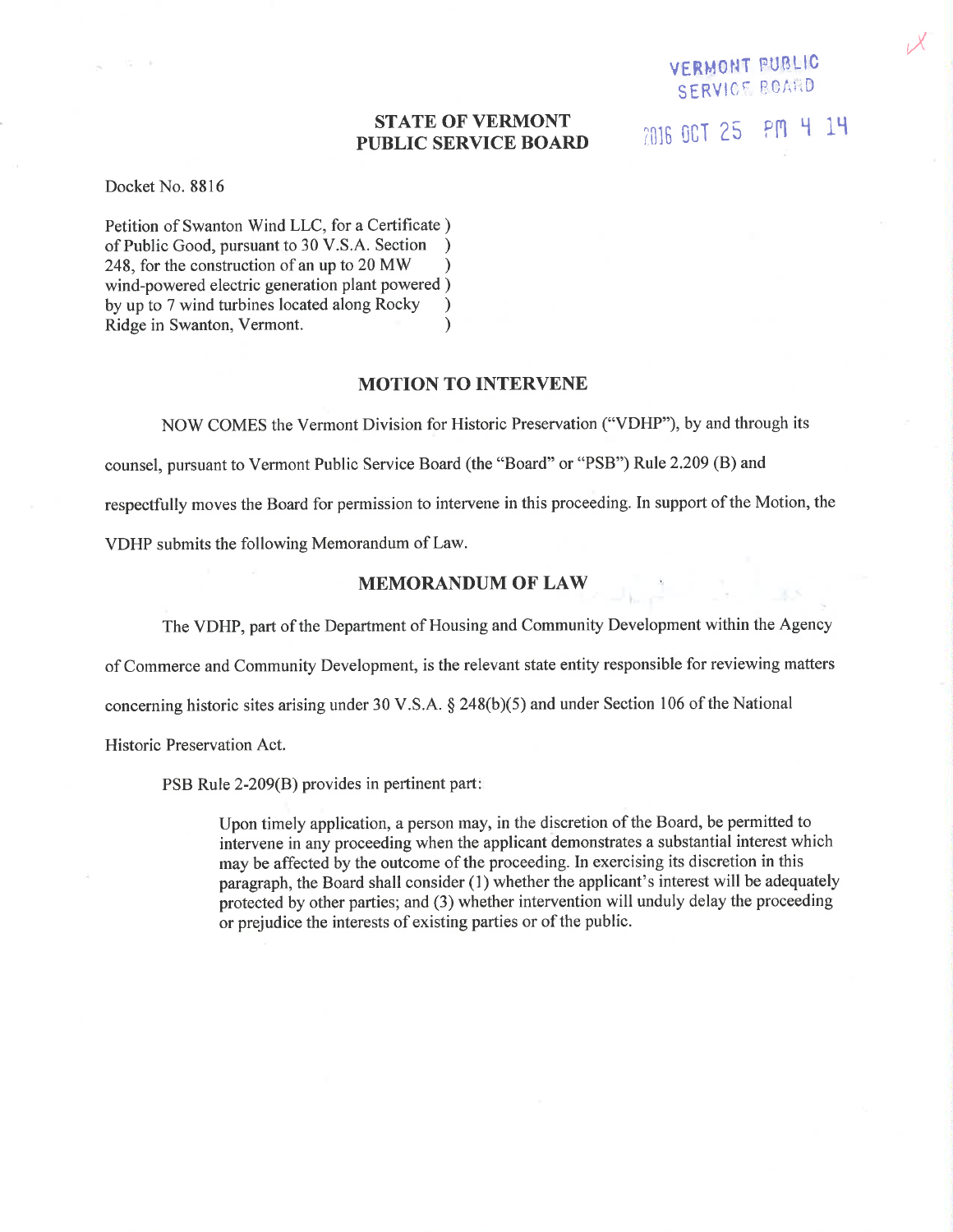VERMONT PUBLIC SERVICE BOARD

2016 OCT 25 PM 4 14

**STATE OF VERMONT**
**PUBLIC SERVICE BOARD**

Docket No. 8816

Petition of Swanton Wind LLC, for a Certificate )
of Public Good, pursuant to 30 V.S.A. Section )
248, for the construction of an up to 20 MW )
wind-powered electric generation plant powered )
by up to 7 wind turbines located along Rocky )
Ridge in Swanton, Vermont. )

## MOTION TO INTERVENE

NOW COMES the Vermont Division for Historic Preservation ("VDHP"), by and through its counsel, pursuant to Vermont Public Service Board (the "Board" or "PSB") Rule 2.209 (B) and respectfully moves the Board for permission to intervene in this proceeding. In support of the Motion, the VDHP submits the following Memorandum of Law.

## MEMORANDUM OF LAW

The VDHP, part of the Department of Housing and Community Development within the Agency of Commerce and Community Development, is the relevant state entity responsible for reviewing matters concerning historic sites arising under 30 V.S.A. § 248(b)(5) and under Section 106 of the National Historic Preservation Act.

PSB Rule 2-209(B) provides in pertinent part:

> Upon timely application, a person may, in the discretion of the Board, be permitted to intervene in any proceeding when the applicant demonstrates a substantial interest which may be affected by the outcome of the proceeding. In exercising its discretion in this paragraph, the Board shall consider (1) whether the applicant's interest will be adequately protected by other parties; and (3) whether intervention will unduly delay the proceeding or prejudice the interests of existing parties or of the public.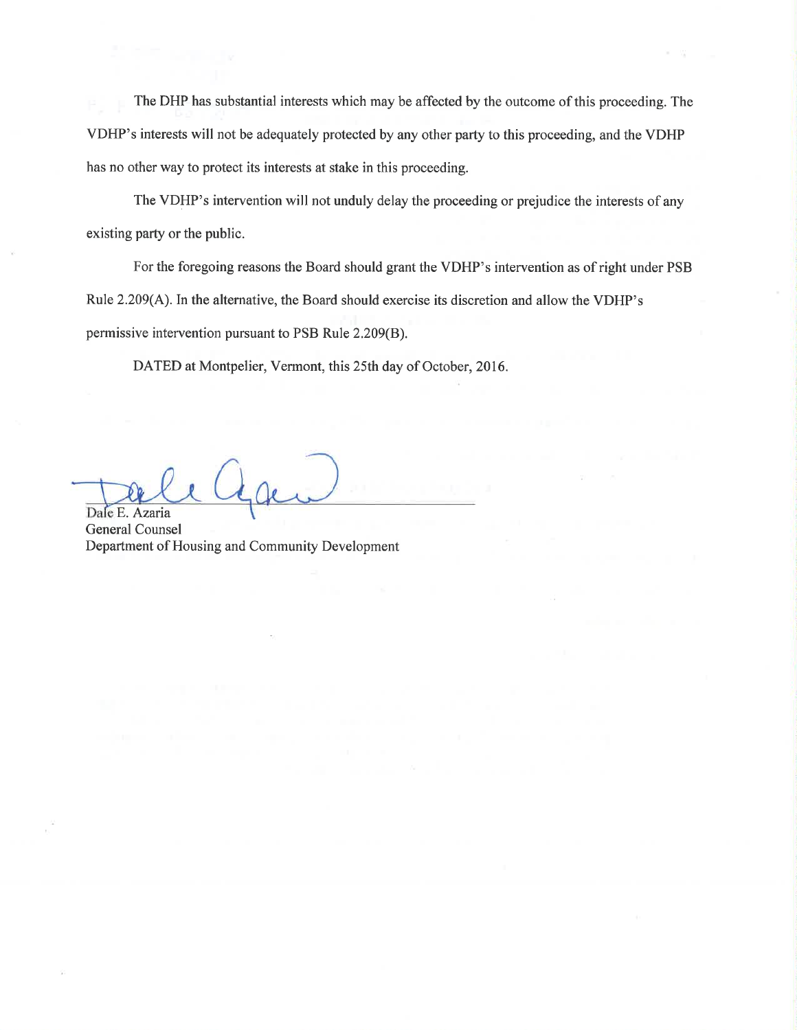The DHP has substantial interests which may be affected by the outcome of this proceeding. The VDHP's interests will not be adequately protected by any other party to this proceeding, and the VDHP has no other way to protect its interests at stake in this proceeding.

The VDHP's intervention will not unduly delay the proceeding or prejudice the interests of any existing party or the public.

For the foregoing reasons the Board should grant the VDHP's intervention as of right under PSB Rule 2.209(A). In the alternative, the Board should exercise its discretion and allow the VDHP's permissive intervention pursuant to PSB Rule 2.209(B).

DATED at Montpelier, Vermont, this 25th day of October, 2016.

Dale E. Azaria
General Counsel
Department of Housing and Community Development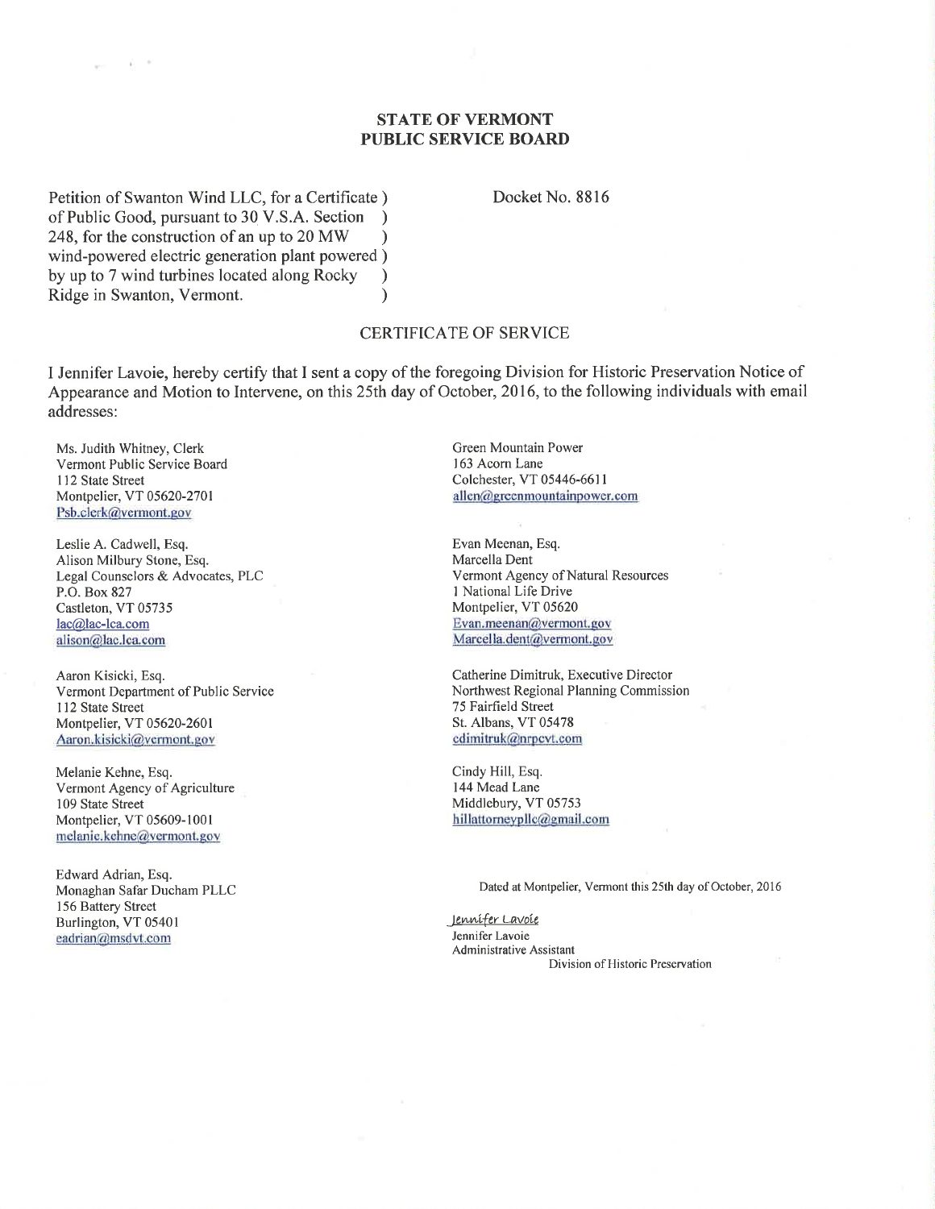**STATE OF VERMONT**
**PUBLIC SERVICE BOARD**

Petition of Swanton Wind LLC, for a Certificate of Public Good, pursuant to 30 V.S.A. Section 248, for the construction of an up to 20 MW wind-powered electric generation plant powered by up to 7 wind turbines located along Rocky Ridge in Swanton, Vermont.

Docket No. 8816

CERTIFICATE OF SERVICE

I Jennifer Lavoie, hereby certify that I sent a copy of the foregoing Division for Historic Preservation Notice of Appearance and Motion to Intervene, on this 25th day of October, 2016, to the following individuals with email addresses:

Ms. Judith Whitney, Clerk
Vermont Public Service Board
112 State Street
Montpelier, VT 05620-2701
Psb.clerk@vermont.gov

Leslie A. Cadwell, Esq.
Alison Milbury Stone, Esq.
Legal Counselors & Advocates, PLC
P.O. Box 827
Castleton, VT 05735
lac@lac-lca.com
alison@lac.lca.com

Aaron Kisicki, Esq.
Vermont Department of Public Service
112 State Street
Montpelier, VT 05620-2601
Aaron.kisicki@vermont.gov

Melanie Kehne, Esq.
Vermont Agency of Agriculture
109 State Street
Montpelier, VT 05609-1001
melanie.kehne@vermont.gov

Edward Adrian, Esq.
Monaghan Safar Ducham PLLC
156 Battery Street
Burlington, VT 05401
eadrian@msdvt.com

Green Mountain Power
163 Acorn Lane
Colchester, VT 05446-6611
allen@greenmountainpower.com

Evan Meenan, Esq.
Marcella Dent
Vermont Agency of Natural Resources
1 National Life Drive
Montpelier, VT 05620
Evan.meenan@vermont.gov
Marcella.dent@vermont.gov

Catherine Dimitruk, Executive Director
Northwest Regional Planning Commission
75 Fairfield Street
St. Albans, VT 05478
cdimitruk@nrpcvt.com

Cindy Hill, Esq.
144 Mead Lane
Middlebury, VT 05753
hillattorneypllc@gmail.com

Dated at Montpelier, Vermont this 25th day of October, 2016

Jennifer Lavoie
Jennifer Lavoie
Administrative Assistant
Division of Historic Preservation